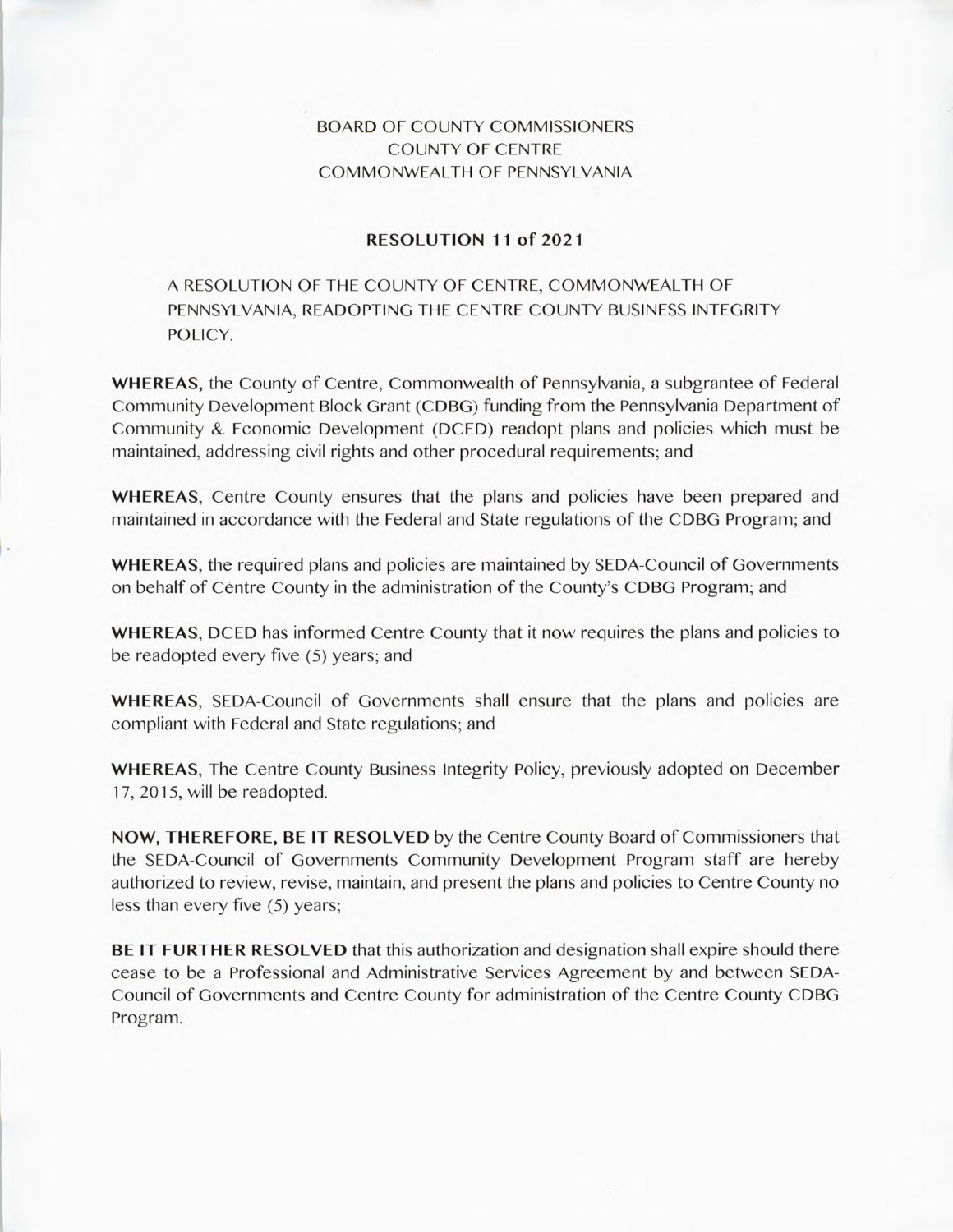BOARD OF COUNTY COMMISSIONERS
COUNTY OF CENTRE
COMMONWEALTH OF PENNSYLVANIA

## RESOLUTION 11 of 2021

A RESOLUTION OF THE COUNTY OF CENTRE, COMMONWEALTH OF PENNSYLVANIA, READOPTING THE CENTRE COUNTY BUSINESS INTEGRITY POLICY.

**WHEREAS,** the County of Centre, Commonwealth of Pennsylvania, a subgrantee of Federal Community Development Block Grant (CDBG) funding from the Pennsylvania Department of Community & Economic Development (DCED) readopt plans and policies which must be maintained, addressing civil rights and other procedural requirements; and

**WHEREAS**, Centre County ensures that the plans and policies have been prepared and maintained in accordance with the Federal and State regulations of the CDBG Program; and

**WHEREAS**, the required plans and policies are maintained by SEDA-Council of Governments on behalf of Centre County in the administration of the County's CDBG Program; and

**WHEREAS**, DCED has informed Centre County that it now requires the plans and policies to be readopted every five (5) years; and

**WHEREAS**, SEDA-Council of Governments shall ensure that the plans and policies are compliant with Federal and State regulations; and

**WHEREAS**, The Centre County Business Integrity Policy, previously adopted on December 17, 2015, will be readopted.

**NOW, THEREFORE, BE IT RESOLVED** by the Centre County Board of Commissioners that the SEDA-Council of Governments Community Development Program staff are hereby authorized to review, revise, maintain, and present the plans and policies to Centre County no less than every five (5) years;

**BE IT FURTHER RESOLVED** that this authorization and designation shall expire should there cease to be a Professional and Administrative Services Agreement by and between SEDA-Council of Governments and Centre County for administration of the Centre County CDBG Program.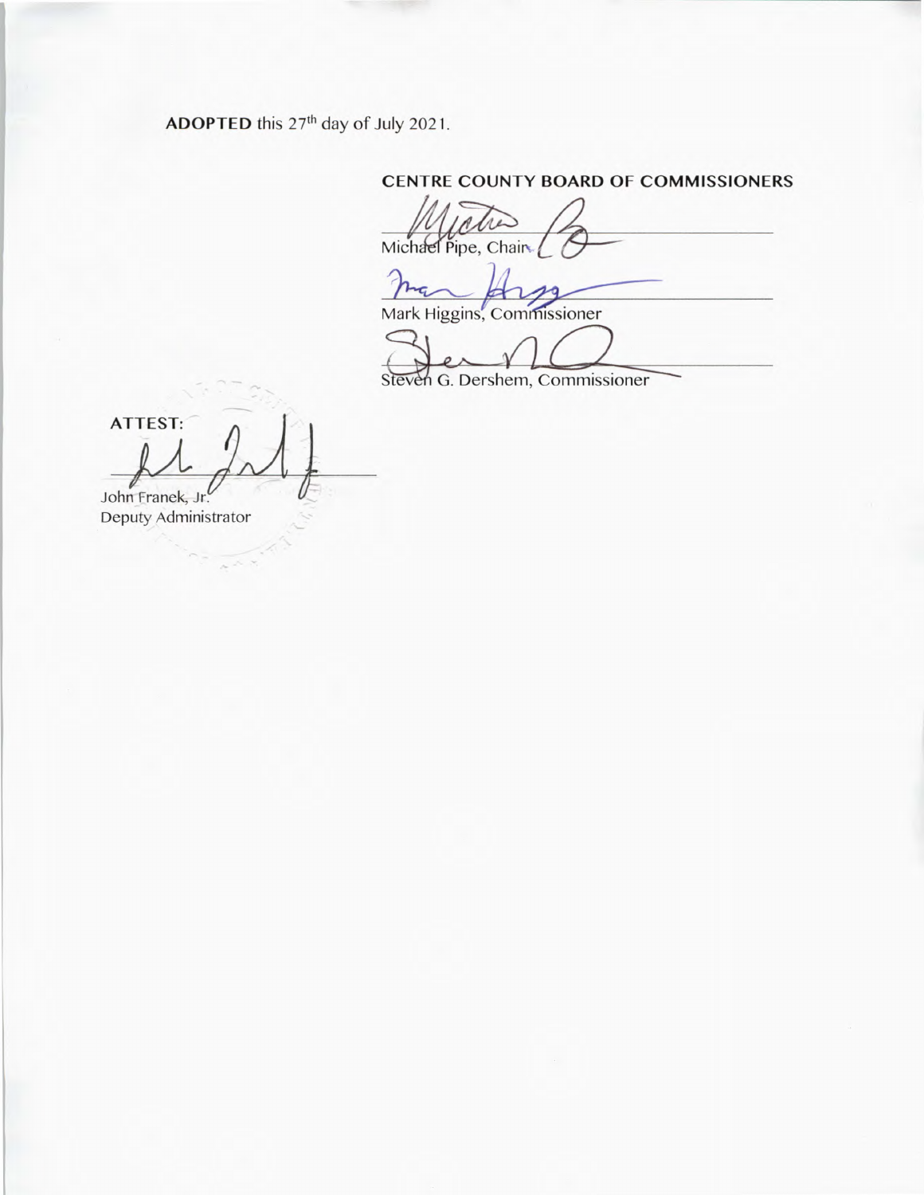**ADOPTED** this 27th day of July 2021.

**CENTRE COUNTY BOARD OF COMMISSIONERS**

Michael Pipe, Chair

Mark Higgins, Commissioner

Steven G. Dershem, Commissioner

**ATTEST:**

John Franek, Jr.
Deputy Administrator